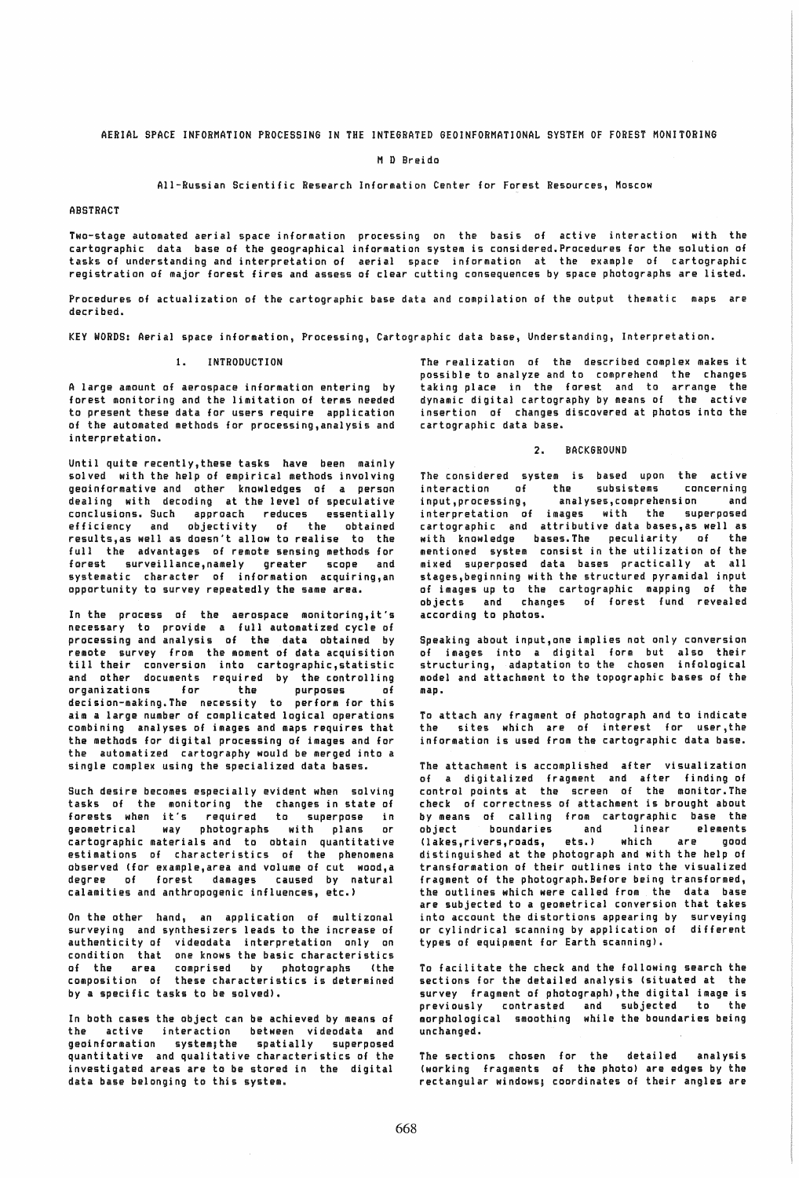# AERIAL SPACE INFORMATION PROCESSING IN THE INTEGRATED GEOINFORMATIONAL SYSTEM OF FOREST MONITORING

M D Breido

All-Russian Scientific Research Information Center for Forest Resources, Moscow

## ABSTRACT

Two-stage automated aerial space information processing on the basis of active interaction with the cartographic data base of the geographical information system is considered. Procedures for the solution of tasks of understanding and interpretation of aerial space information at the example of cartographic registration of major forest fires and assess of clear cutting consequences by space photographs are listed.

Procedures of actualization of the cartographic base data and compilation of the output thematic maps are decribed.

KEY WORDS: Aerial space information, Processing, Cartographic data base, Understanding, Interpretation.

## 1. INTRODUCTION

A large amount of aerospace information entering by forest monitoring and the limitation of terms needed to present these data for users require application of the automated methods for processing, analysis and interpretation.

Until quite recently, these tasks have been mainly solved with the help of empirical methods involving geoinformative and other knowledges of a person dealing with decoding at the level of speculative conclusions. Such approach reduces essentially efficiency and objectivity of the obtained results, as well as doesn't allow to realise to the full the advantages of remote sensing methods for forest surveillance, namely greater scope and systematic character of information acquiring, an opportunity to survey repeatedly the same area.

In the process of the aerospace monitoring, it's necessary to provide a full automatized cycle of processing and analysis of the data obtained by remote survey from the moment of data acquisition till their conversion into cartographic, statistic and other documents required by the controlling organizations for the purposes of decision-making. The necessity to perform for this aim a large number of complicated logical operations combining analyses of images and maps requires that the methods for digital processing of images and for the automatized cartography would be merged into a single complex using the specialized data bases.

Such desire becomes especially evident when solving tasks of the monitoring the changes in state of forests when it's required to superpose in geometrical way photographs with plans or cartographic materials and to obtain quantitative estimations of characteristics of the phenomena observed (for example, area and volume of cut wood, a degree of forest damages caused by natural calamities and anthropogenic influences, etc.)

On the other hand, an application of multizonal surveying and synthesizers leads to the increase of authenticity of videodata interpretation only on condition that one knows the basic characteristics of the area comprised by photographs (the composition of these characteristics is determined by a specific tasks to be solved).

In both cases the object can be achieved by means of the active interaction between videodata and geoinformation system; the spatially superposed quantitative and qualitative characteristics of the investigated areas are to be stored in the digital data base belonging to this system.

The realization of the described complex makes it possible to analyze and to comprehend the changes taking place in the forest and to arrange the dynamic digital cartography by means of the active insertion of changes discovered at photos into the cartographic data base.

## 2. BACKGROUND

The considered system is based upon the active interaction of the subsistems concerning input, processing, analyses, comprehension and interpretation of images with the superposed cartographic and attributive data bases, as well as with knowledge bases. The peculiarity of the mentioned system consist in the utilization of the mixed superposed data bases practically at all stages, beginning with the structured pyramidal input of images up to the cartographic mapping of the objects and changes of forest fund revealed according to photos.

Speaking about input, one implies not only conversion of images into a digital form but also their structuring, adaptation to the chosen infological model and attachment to the topographic bases of the map.

To attach any fragment of photograph and to indicate the sites which are of interest for user, the information is used from the cartographic data base.

The attachment is accomplished after visualization of a digitalized fragment and after finding of control points at the screen of the monitor. The check of correctness of attachment is brought about by means of calling from cartographic base the object boundaries and linear elements (lakes, rivers, roads, ets.) which are good distinguished at the photograph and with the help of transformation of their outlines into the visualized fragment of the photograph. Before being transformed, the outlines which were called from the data base are subjected to a geometrical conversion that takes into account the distortions appearing by surveying or cylindrical scanning by application of different types of equipment for Earth scanning).

To facilitate the check and the following search the sections for the detailed analysis (situated at the survey fragment of photograph), the digital image is previously contrasted and subjected to the morphological smoothing while the boundaries being unchanged.

The sections chosen for the detailed analysis (working fragments of the photo) are edges by the rectangular windows; coordinates of their angles are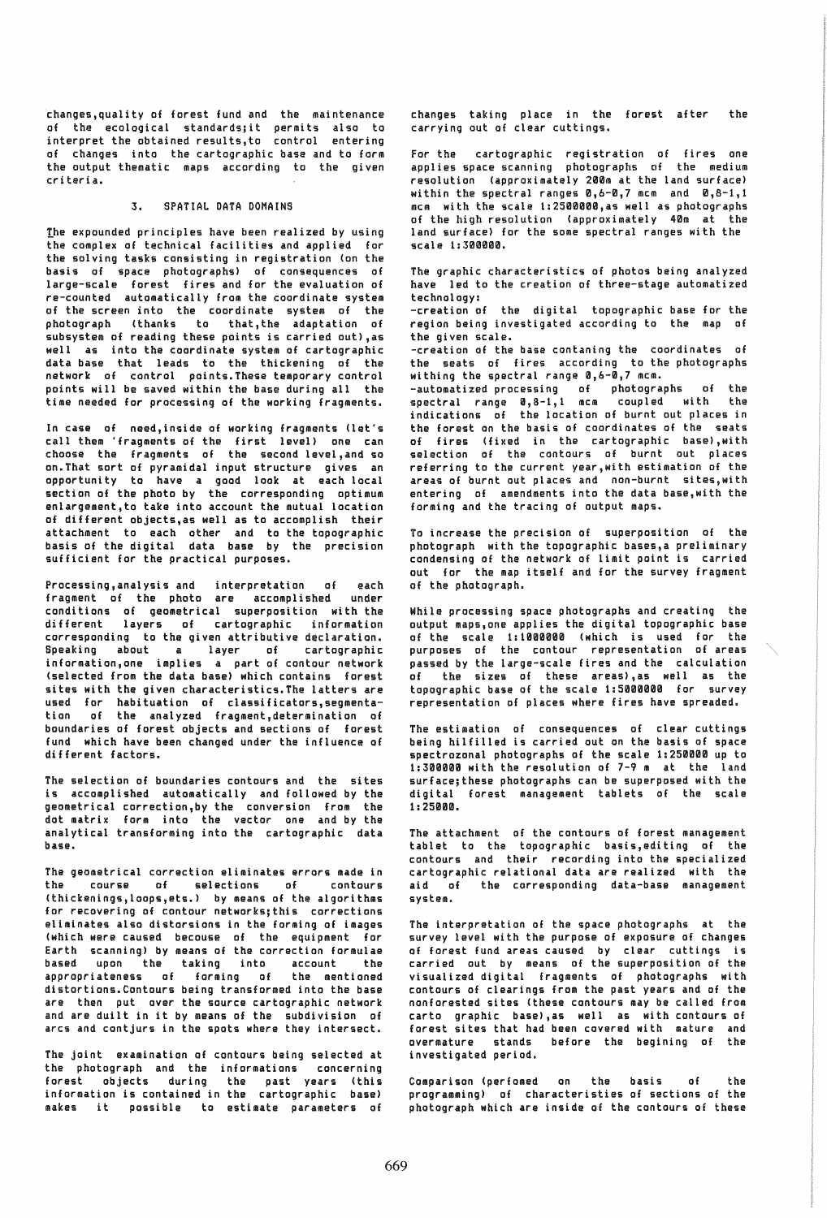changes,quality of forest fund and the maintenance of the ecological standards;it permits also to interpret the obtained results,to control entering of changes into the cartographic base and to form the output thematic maps according to the given criteria.

## 3. SPATIAL DATA DOMAINS

The expounded principles have been realized by using the complex of technical facilities and applied for the solving tasks consisting in registration (on the basis of space photographs) of consequences of large-scale forest fires and for the evaluation of re-counted automatically from the coordinate system of the screen into the coordinate system of the photograph (thanks to that,the adaptation of subsystem of reading these points is carried out),as well as into the coordinate system of cartographic data base that leads to the thickening of the network of control points.These temporary control points will be saved within the base during all the time needed for processing of the working fragments.

In case of need,inside of working fragments (let's call them 'fragments of the first level) one can choose the fragments of the second level,and so on.That sort of pyramidal input structure gives an opportunity to have a good look at each local section of the photo by the corresponding optimum enlargement,to take into account the mutual location of different objects,as well as to accomplish their attachment to each other and to the topographic basis of the digital data base by the precision sufficient for the practical purposes.

Processing,analysis and interpretation of each fragment of the photo are accomplished under conditions of geometrical superposition with the different layers of cartographic information corresponding to the given attributive declaration. Speaking about a layer of cartographic information,one implies a part of contour network (selected from the data base) which contains forest sites with the given characteristics.The latters are used for habituation of classificators,segmentation of the analyzed fragment,determination of boundaries of forest objects and sections of forest fund which have been changed under the influence of different factors.

The selection of boundaries contours and the sites is accomplished automatically and followed by the geometrical correction,by the conversion from the dot matrix form into the vector one and by the analytical transforming into the cartographic data base.

The geometrical correction eliminates errors made in the course of selections of contours (thickenings,loops,ets.) by means of the algorithms for recovering of contour networks;this corrections eliminates also distorsions in the forming of images (which were caused becouse of the equipment for Earth scanning) by means of the correction formulae based upon the taking into account the appropriateness of forming of the mentioned distortions.Contours being transformed into the base are then put over the source cartographic network and are duilt in it by means of the subdivision of arcs and contjurs in the spots where they intersect.

The joint examination of contours being selected at the photograph and the informations concerning forest objects during the past years (this information is contained in the cartographic base) makes it possible to estimate parameters of changes taking place in the forest after the carrying out of clear cuttings.

For the cartographic registration of fires one applies space scanning photographs of the medium resolution (approximately 200m at the land surface) within the spectral ranges 0,6-0,7 mcm and 0,8-1,1 mcm with the scale 1:2500000,as well as photographs of the high resolution (approximately 40m at the land surface) for the some spectral ranges with the scale 1:300000.

The graphic characteristics of photos being analyzed have led to the creation of three-stage automatized technology:

- creation of the digital topographic base for the region being investigated according to the map of the given scale.
- creation of the base contaning the coordinates of the seats of fires according to the photographs withing the spectral range 0,6-0,7 mcm.
- automatized processing of photographs of the spectral range 0,8-1,1 mcm coupled with the indications of the location of burnt out places in the forest on the basis of coordinates of the seats of fires (fixed in the cartographic base),with selection of the contours of burnt out places referring to the current year,with estimation of the areas of burnt out places and non-burnt sites,with entering of amendments into the data base,with the forming and the tracing of output maps.

To increase the precision of superposition of the photograph with the topographic bases,a preliminary condensing of the network of limit point is carried out for the map itself and for the survey fragment of the photograph.

While processing space photographs and creating the output maps,one applies the digital topographic base of the scale 1:1000000 (which is used for the purposes of the contour representation of areas passed by the large-scale fires and the calculation of the sizes of these areas),as well as the topographic base of the scale 1:5000000 for survey representation of places where fires have spreaded.

The estimation of consequences of clear cuttings being hilfilled is carried out on the basis of space spectrozonal photographs of the scale 1:250000 up to 1:300000 with the resolution of 7-9 m at the land surface;these photographs can be superposed with the digital forest management tablets of the scale 1:25000.

The attachment of the contours of forest management tablet to the topographic basis,editing of the contours and their recording into the specialized cartographic relational data are realized with the aid of the corresponding data-base management system.

The interpretation of the space photographs at the survey level with the purpose of exposure of changes of forest fund areas caused by clear cuttings is carried out by means of the superposition of the visualized digital fragments of photographs with contours of clearings from the past years and of the nonforested sites (these contours may be called from carto graphic base),as well as with contours of forest sites that had been covered with mature and overmature stands before the begining of the investigated period.

Comparison (perfomed on the basis of the programming) of characteristies of sections of the photograph which are inside of the contours of these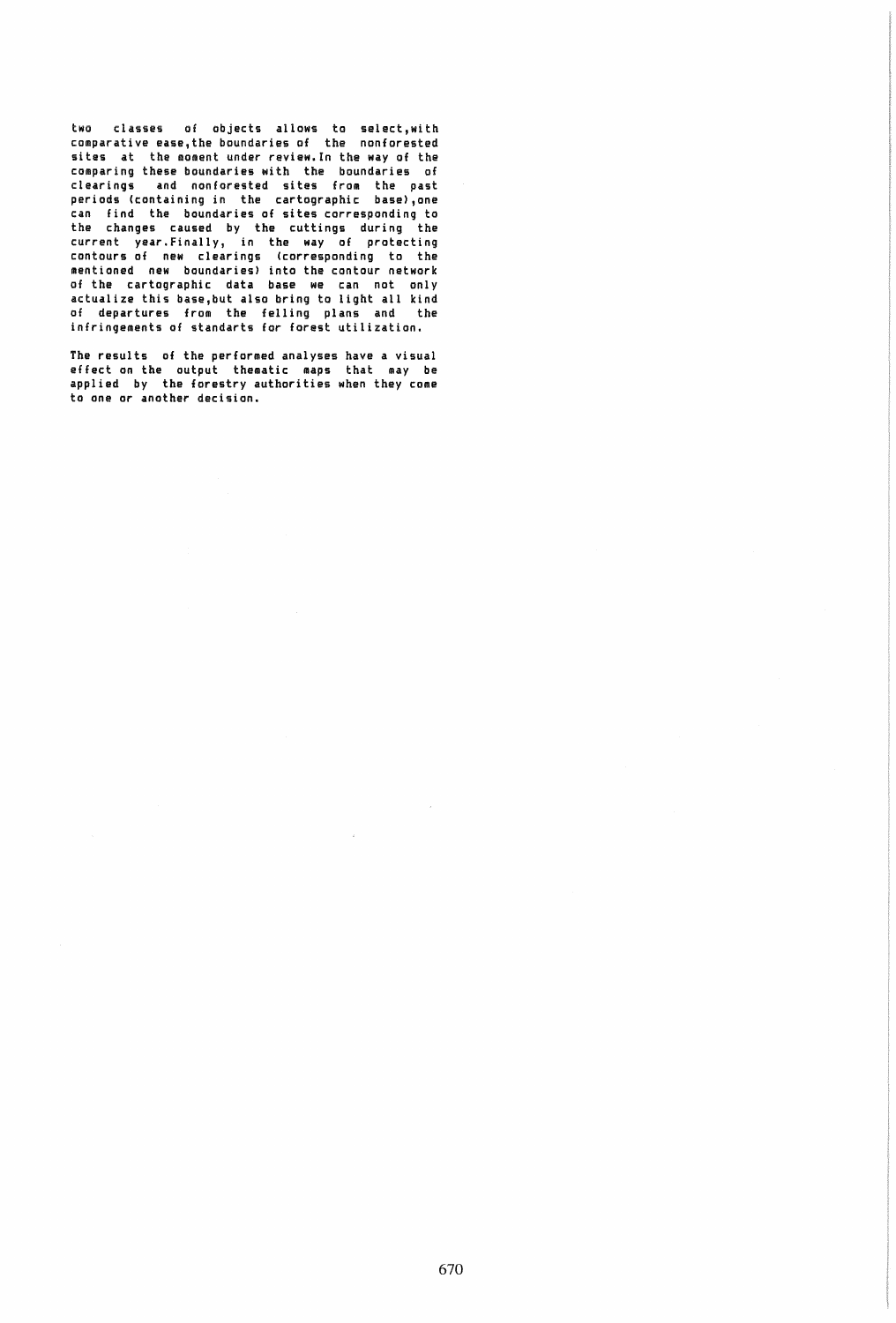two classes of objects allows to select,with comparative ease,the boundaries of the nonforested sites at the moment under review.In the way of the comparing these boundaries with the boundaries of clearings and nonforested sites from the past periods (containing in the cartographic base),one can find the boundaries of sites corresponding to the changes caused by the cuttings during the current year.Finally, in the way of protecting contours of new clearings (corresponding to the mentioned new boundaries) into the contour network of the cartographic data base we can not only actualize this base,but also bring to light all kind of departures from the felling plans and the infringements of standarts for forest utilization.

The results of the performed analyses have a visual effect on the output thematic maps that may be applied by the forestry authorities when they come to one or another decision.